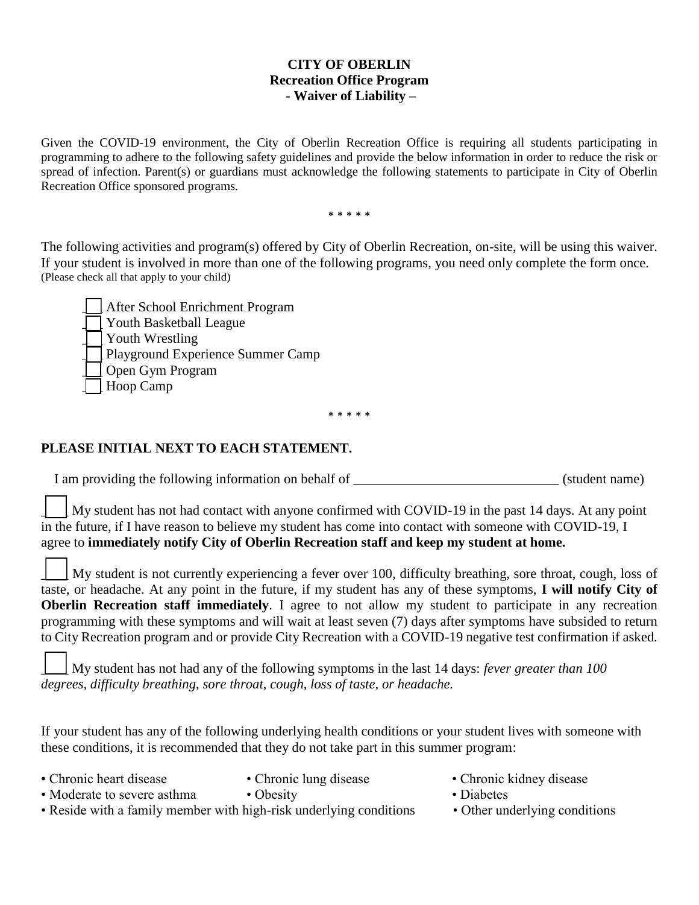**CITY OF OBERLIN**
**Recreation Office Program**
**- Waiver of Liability –**

Given the COVID-19 environment, the City of Oberlin Recreation Office is requiring all students participating in programming to adhere to the following safety guidelines and provide the below information in order to reduce the risk or spread of infection. Parent(s) or guardians must acknowledge the following statements to participate in City of Oberlin Recreation Office sponsored programs.

\* \* \* \* \*

The following activities and program(s) offered by City of Oberlin Recreation, on-site, will be using this waiver. If your student is involved in more than one of the following programs, you need only complete the form once. (Please check all that apply to your child)

- ☐ After School Enrichment Program
- ☐ Youth Basketball League
- ☐ Youth Wrestling
- ☐ Playground Experience Summer Camp
- ☐ Open Gym Program
- ☐ Hoop Camp

\* \* \* \* \*

**PLEASE INITIAL NEXT TO EACH STATEMENT.**

I am providing the following information on behalf of ______________________________ (student name)

☐ My student has not had contact with anyone confirmed with COVID-19 in the past 14 days. At any point in the future, if I have reason to believe my student has come into contact with someone with COVID-19, I agree to **immediately notify City of Oberlin Recreation staff and keep my student at home.**

☐ My student is not currently experiencing a fever over 100, difficulty breathing, sore throat, cough, loss of taste, or headache. At any point in the future, if my student has any of these symptoms, **I will notify City of Oberlin Recreation staff immediately**. I agree to not allow my student to participate in any recreation programming with these symptoms and will wait at least seven (7) days after symptoms have subsided to return to City Recreation program and or provide City Recreation with a COVID-19 negative test confirmation if asked.

☐ My student has not had any of the following symptoms in the last 14 days: *fever greater than 100 degrees, difficulty breathing, sore throat, cough, loss of taste, or headache.*

If your student has any of the following underlying health conditions or your student lives with someone with these conditions, it is recommended that they do not take part in this summer program:

- Chronic heart disease
- Chronic lung disease
- Chronic kidney disease
- Moderate to severe asthma
- Obesity
- Diabetes
- Reside with a family member with high-risk underlying conditions
- Other underlying conditions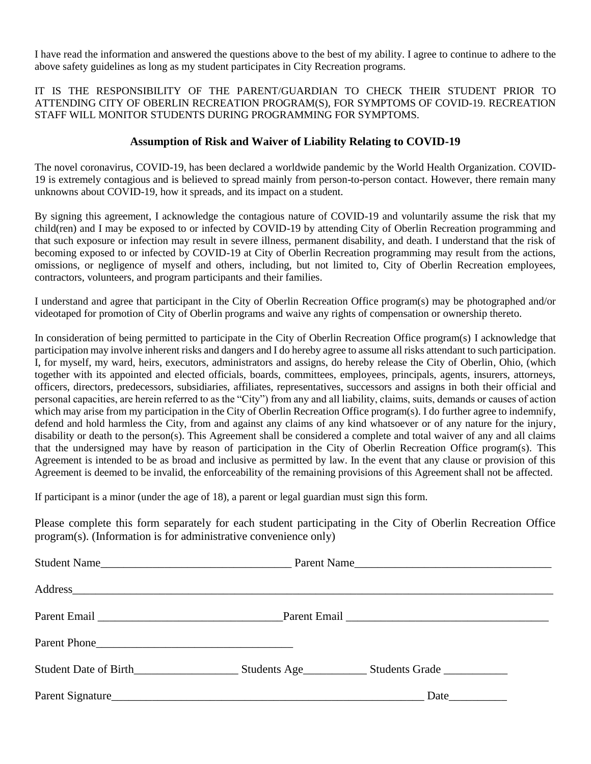I have read the information and answered the questions above to the best of my ability. I agree to continue to adhere to the above safety guidelines as long as my student participates in City Recreation programs.

IT IS THE RESPONSIBILITY OF THE PARENT/GUARDIAN TO CHECK THEIR STUDENT PRIOR TO ATTENDING CITY OF OBERLIN RECREATION PROGRAM(S), FOR SYMPTOMS OF COVID-19. RECREATION STAFF WILL MONITOR STUDENTS DURING PROGRAMMING FOR SYMPTOMS.

## Assumption of Risk and Waiver of Liability Relating to COVID-19

The novel coronavirus, COVID-19, has been declared a worldwide pandemic by the World Health Organization. COVID-19 is extremely contagious and is believed to spread mainly from person-to-person contact. However, there remain many unknowns about COVID-19, how it spreads, and its impact on a student.

By signing this agreement, I acknowledge the contagious nature of COVID-19 and voluntarily assume the risk that my child(ren) and I may be exposed to or infected by COVID-19 by attending City of Oberlin Recreation programming and that such exposure or infection may result in severe illness, permanent disability, and death. I understand that the risk of becoming exposed to or infected by COVID-19 at City of Oberlin Recreation programming may result from the actions, omissions, or negligence of myself and others, including, but not limited to, City of Oberlin Recreation employees, contractors, volunteers, and program participants and their families.

I understand and agree that participant in the City of Oberlin Recreation Office program(s) may be photographed and/or videotaped for promotion of City of Oberlin programs and waive any rights of compensation or ownership thereto.

In consideration of being permitted to participate in the City of Oberlin Recreation Office program(s) I acknowledge that participation may involve inherent risks and dangers and I do hereby agree to assume all risks attendant to such participation. I, for myself, my ward, heirs, executors, administrators and assigns, do hereby release the City of Oberlin, Ohio, (which together with its appointed and elected officials, boards, committees, employees, principals, agents, insurers, attorneys, officers, directors, predecessors, subsidiaries, affiliates, representatives, successors and assigns in both their official and personal capacities, are herein referred to as the "City") from any and all liability, claims, suits, demands or causes of action which may arise from my participation in the City of Oberlin Recreation Office program(s). I do further agree to indemnify, defend and hold harmless the City, from and against any claims of any kind whatsoever or of any nature for the injury, disability or death to the person(s). This Agreement shall be considered a complete and total waiver of any and all claims that the undersigned may have by reason of participation in the City of Oberlin Recreation Office program(s). This Agreement is intended to be as broad and inclusive as permitted by law. In the event that any clause or provision of this Agreement is deemed to be invalid, the enforceability of the remaining provisions of this Agreement shall not be affected.

If participant is a minor (under the age of 18), a parent or legal guardian must sign this form.

Please complete this form separately for each student participating in the City of Oberlin Recreation Office program(s). (Information is for administrative convenience only)

Student Name_________________________________ Parent Name__________________________________

Address_______________________________________________________________________________________

Parent Email _______________________________Parent Email __________________________________

Parent Phone_________________________________

Student Date of Birth_________________ Students Age__________ Students Grade __________

Parent Signature________________________________________________________ Date__________